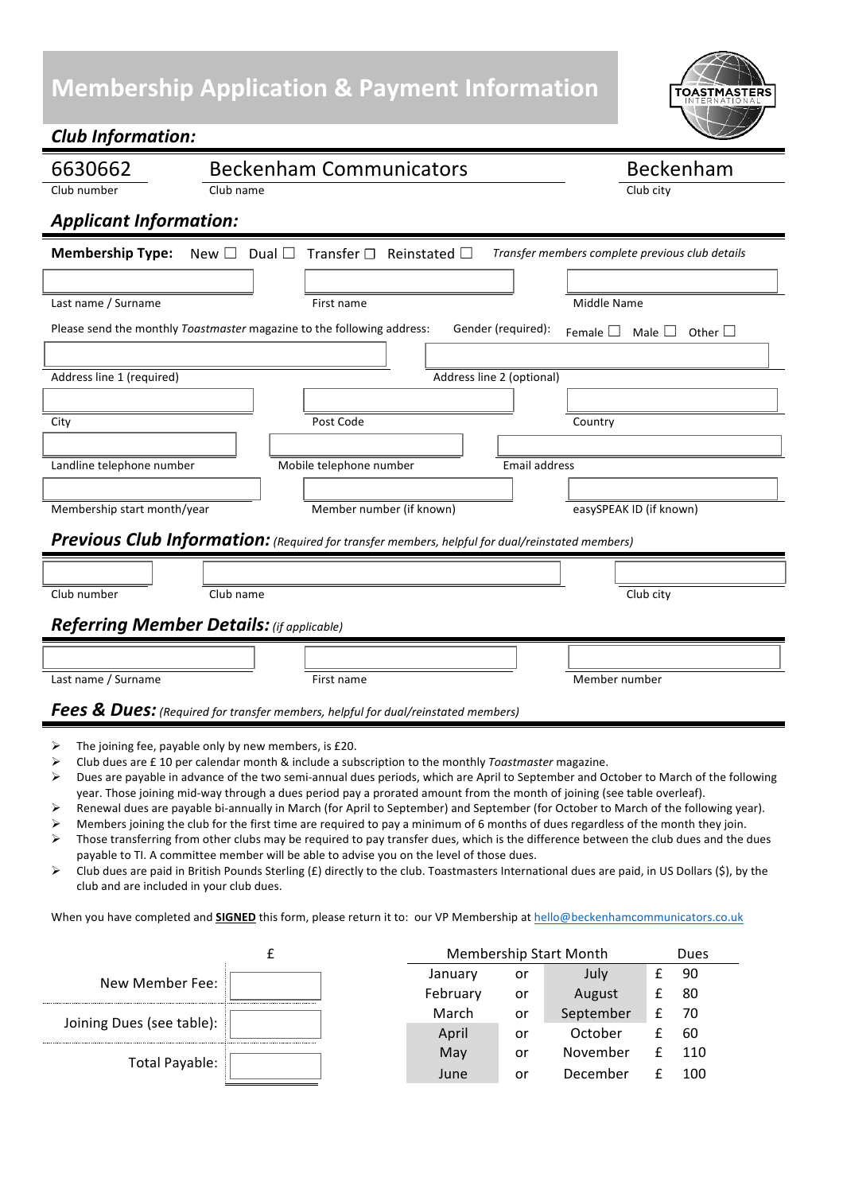# Membership Application & Payment Information

TOASTMASTERS INTERNATIONAL

## Club Information:

| 6630662 | Beckenham Communicators | Beckenham |
|---|---|---|
| Club number | Club name | Club city |

## Applicant Information:

**Membership Type:** New ☐ Dual ☐ Transfer ☐ Reinstated ☐ *Transfer members complete previous club details*

| | | |
|---|---|---|
| Last name / Surname | First name | Middle Name |

Please send the monthly *Toastmaster* magazine to the following address: Gender (required): Female ☐ Male ☐ Other ☐

| | |
|---|---|
| Address line 1 (required) | Address line 2 (optional) |

| | | |
|---|---|---|
| City | Post Code | Country |
| Landline telephone number | Mobile telephone number | Email address |
| Membership start month/year | Member number (if known) | easySPEAK ID (if known) |

## *Previous Club Information:* *(Required for transfer members, helpful for dual/reinstated members)*

| | | |
|---|---|---|
| Club number | Club name | Club city |

## *Referring Member Details:* *(if applicable)*

| | | |
|---|---|---|
| Last name / Surname | First name | Member number |

## *Fees & Dues:* *(Required for transfer members, helpful for dual/reinstated members)*

- The joining fee, payable only by new members, is £20.
- Club dues are £ 10 per calendar month & include a subscription to the monthly *Toastmaster* magazine.
- Dues are payable in advance of the two semi-annual dues periods, which are April to September and October to March of the following year. Those joining mid-way through a dues period pay a prorated amount from the month of joining (see table overleaf).
- Renewal dues are payable bi-annually in March (for April to September) and September (for October to March of the following year).
- Members joining the club for the first time are required to pay a minimum of 6 months of dues regardless of the month they join.
- Those transferring from other clubs may be required to pay transfer dues, which is the difference between the club dues and the dues payable to TI. A committee member will be able to advise you on the level of those dues.
- Club dues are paid in British Pounds Sterling (£) directly to the club. Toastmasters International dues are paid, in US Dollars ($), by the club and are included in your club dues.

When you have completed and **SIGNED** this form, please return it to: our VP Membership at hello@beckenhamcommunicators.co.uk

| | £ |
|---|---|
| New Member Fee: | |
| Joining Dues (see table): | |
| Total Payable: | |

| Membership Start Month | | | Dues |
|---|---|---|---|
| January | or | July | £ 90 |
| February | or | August | £ 80 |
| March | or | September | £ 70 |
| April | or | October | £ 60 |
| May | or | November | £ 110 |
| June | or | December | £ 100 |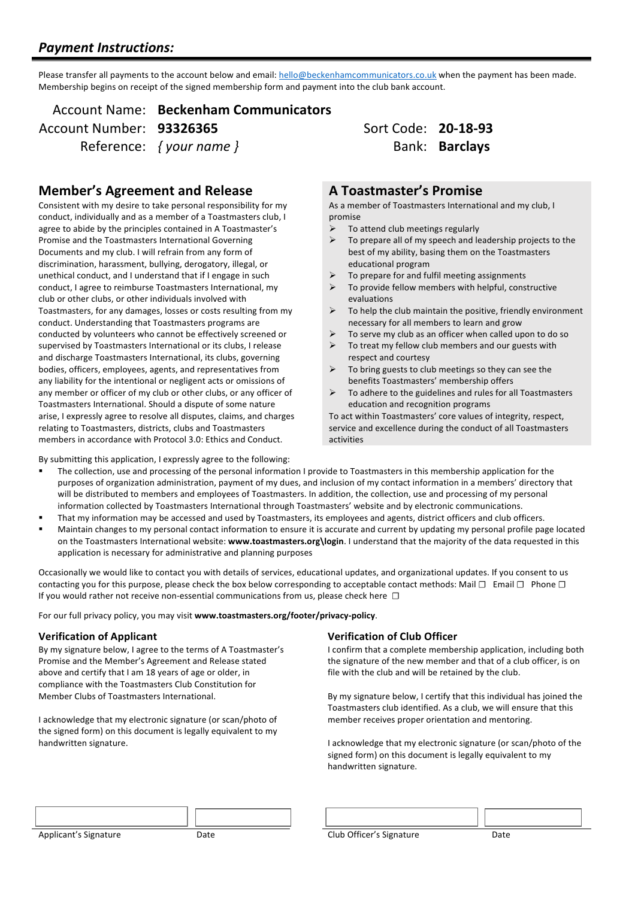## *Payment Instructions:*

Please transfer all payments to the account below and email: hello@beckenhamcommunicators.co.uk when the payment has been made. Membership begins on receipt of the signed membership form and payment into the club bank account.

Account Name: **Beckenham Communicators**
Account Number: **93326365**
Reference: *{ your name }*
Sort Code: **20-18-93**
Bank: **Barclays**

## Member's Agreement and Release

Consistent with my desire to take personal responsibility for my conduct, individually and as a member of a Toastmasters club, I agree to abide by the principles contained in A Toastmaster's Promise and the Toastmasters International Governing Documents and my club. I will refrain from any form of discrimination, harassment, bullying, derogatory, illegal, or unethical conduct, and I understand that if I engage in such conduct, I agree to reimburse Toastmasters International, my club or other clubs, or other individuals involved with Toastmasters, for any damages, losses or costs resulting from my conduct. Understanding that Toastmasters programs are conducted by volunteers who cannot be effectively screened or supervised by Toastmasters International or its clubs, I release and discharge Toastmasters International, its clubs, governing bodies, officers, employees, agents, and representatives from any liability for the intentional or negligent acts or omissions of any member or officer of my club or other clubs, or any officer of Toastmasters International. Should a dispute of some nature arise, I expressly agree to resolve all disputes, claims, and charges relating to Toastmasters, districts, clubs and Toastmasters members in accordance with Protocol 3.0: Ethics and Conduct.

## A Toastmaster's Promise

As a member of Toastmasters International and my club, I promise

- To attend club meetings regularly
- To prepare all of my speech and leadership projects to the best of my ability, basing them on the Toastmasters educational program
- To prepare for and fulfil meeting assignments
- To provide fellow members with helpful, constructive evaluations
- To help the club maintain the positive, friendly environment necessary for all members to learn and grow
- To serve my club as an officer when called upon to do so
- To treat my fellow club members and our guests with respect and courtesy
- To bring guests to club meetings so they can see the benefits Toastmasters' membership offers
- To adhere to the guidelines and rules for all Toastmasters education and recognition programs

To act within Toastmasters' core values of integrity, respect, service and excellence during the conduct of all Toastmasters activities

By submitting this application, I expressly agree to the following:

- The collection, use and processing of the personal information I provide to Toastmasters in this membership application for the purposes of organization administration, payment of my dues, and inclusion of my contact information in a members' directory that will be distributed to members and employees of Toastmasters. In addition, the collection, use and processing of my personal information collected by Toastmasters International through Toastmasters' website and by electronic communications.
- That my information may be accessed and used by Toastmasters, its employees and agents, district officers and club officers.
- Maintain changes to my personal contact information to ensure it is accurate and current by updating my personal profile page located on the Toastmasters International website: **www.toastmasters.org\login**. I understand that the majority of the data requested in this application is necessary for administrative and planning purposes

Occasionally we would like to contact you with details of services, educational updates, and organizational updates. If you consent to us contacting you for this purpose, please check the box below corresponding to acceptable contact methods: Mail ☐ Email ☐ Phone ☐
If you would rather not receive non-essential communications from us, please check here ☐

For our full privacy policy, you may visit **www.toastmasters.org/footer/privacy-policy**.

### Verification of Applicant

By my signature below, I agree to the terms of A Toastmaster's Promise and the Member's Agreement and Release stated above and certify that I am 18 years of age or older, in compliance with the Toastmasters Club Constitution for Member Clubs of Toastmasters International.

I acknowledge that my electronic signature (or scan/photo of the signed form) on this document is legally equivalent to my handwritten signature.

Applicant's Signature | Date

### Verification of Club Officer

I confirm that a complete membership application, including both the signature of the new member and that of a club officer, is on file with the club and will be retained by the club.

By my signature below, I certify that this individual has joined the Toastmasters club identified. As a club, we will ensure that this member receives proper orientation and mentoring.

I acknowledge that my electronic signature (or scan/photo of the signed form) on this document is legally equivalent to my handwritten signature.

Club Officer's Signature | Date